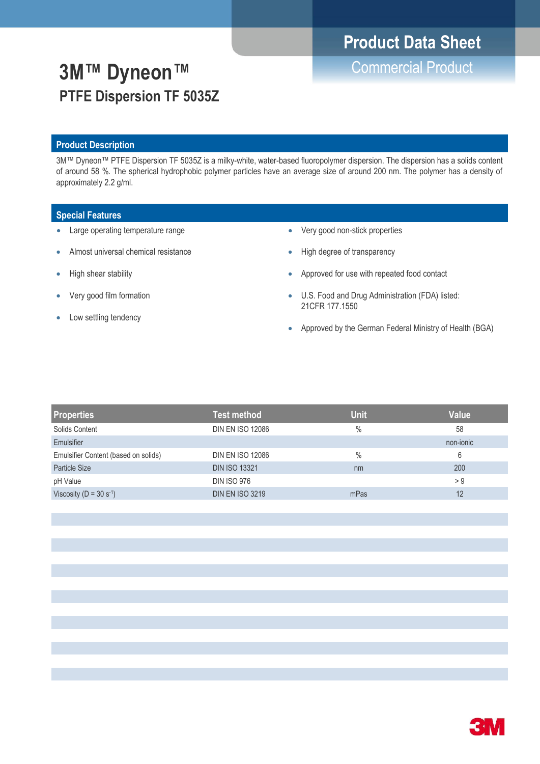Product Data Sheet

Commercial Product

# 3M™ Dyneon™

## PTFE Dispersion TF 5035Z

### Product Description

3M™ Dyneon™ PTFE Dispersion TF 5035Z is a milky-white, water-based fluoropolymer dispersion. The dispersion has a solids content of around 58 %. The spherical hydrophobic polymer particles have an average size of around 200 nm. The polymer has a density of approximately 2.2 g/ml.

### Special Features

- Large operating temperature range
- Almost universal chemical resistance
- High shear stability
- Very good film formation
- Low settling tendency
- Very good non-stick properties
- High degree of transparency
- Approved for use with repeated food contact
- U.S. Food and Drug Administration (FDA) listed: 21CFR 177.1550
- Approved by the German Federal Ministry of Health (BGA)

| Properties | Test method | Unit | Value |
|---|---|---|---|
| Solids Content | DIN EN ISO 12086 | % | 58 |
| Emulsifier | | | non-ionic |
| Emulsifier Content (based on solids) | DIN EN ISO 12086 | % | 6 |
| Particle Size | DIN ISO 13321 | nm | 200 |
| pH Value | DIN ISO 976 | | > 9 |
| Viscosity (D = 30 $s^{-1}$) | DIN EN ISO 3219 | mPas | 12 |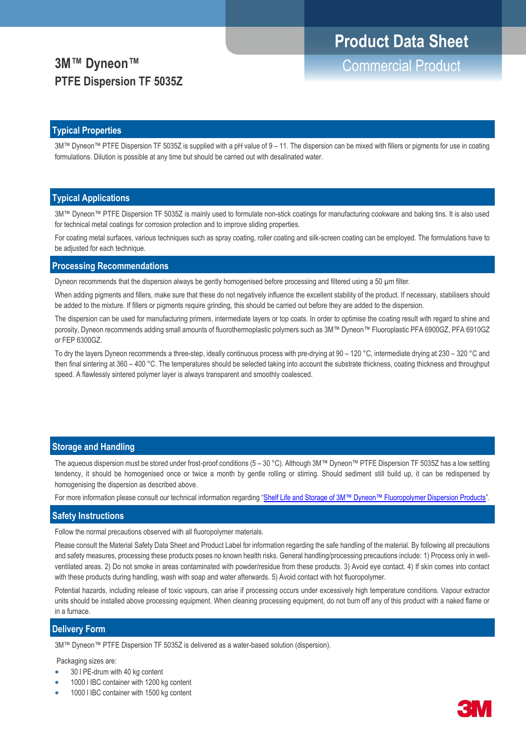# 3M™ Dyneon™
# PTFE Dispersion TF 5035Z

**Product Data Sheet**
Commercial Product

## Typical Properties

3M™ Dyneon™ PTFE Dispersion TF 5035Z is supplied with a pH value of 9 – 11. The dispersion can be mixed with fillers or pigments for use in coating formulations. Dilution is possible at any time but should be carried out with desalinated water.

## Typical Applications

3M™ Dyneon™ PTFE Dispersion TF 5035Z is mainly used to formulate non-stick coatings for manufacturing cookware and baking tins. It is also used for technical metal coatings for corrosion protection and to improve sliding properties.

For coating metal surfaces, various techniques such as spray coating, roller coating and silk-screen coating can be employed. The formulations have to be adjusted for each technique.

## Processing Recommendations

Dyneon recommends that the dispersion always be gently homogenised before processing and filtered using a 50 μm filter.

When adding pigments and fillers, make sure that these do not negatively influence the excellent stability of the product. If necessary, stabilisers should be added to the mixture. If fillers or pigments require grinding, this should be carried out before they are added to the dispersion.

The dispersion can be used for manufacturing primers, intermediate layers or top coats. In order to optimise the coating result with regard to shine and porosity, Dyneon recommends adding small amounts of fluorothermoplastic polymers such as 3M™ Dyneon™ Fluoroplastic PFA 6900GZ, PFA 6910GZ or FEP 6300GZ.

To dry the layers Dyneon recommends a three-step, ideally continuous process with pre-drying at 90 – 120 °C, intermediate drying at 230 – 320 °C and then final sintering at 360 – 400 °C. The temperatures should be selected taking into account the substrate thickness, coating thickness and throughput speed. A flawlessly sintered polymer layer is always transparent and smoothly coalesced.

## Storage and Handling

The aqueous dispersion must be stored under frost-proof conditions (5 – 30 °C). Although 3M™ Dyneon™ PTFE Dispersion TF 5035Z has a low settling tendency, it should be homogenised once or twice a month by gentle rolling or stirring. Should sediment still build up, it can be redispersed by homogenising the dispersion as described above.

For more information please consult our technical information regarding "Shelf Life and Storage of 3M™ Dyneon™ Fluoropolymer Dispersion Products".

## Safety Instructions

Follow the normal precautions observed with all fluoropolymer materials.

Please consult the Material Safety Data Sheet and Product Label for information regarding the safe handling of the material. By following all precautions and safety measures, processing these products poses no known health risks. General handling/processing precautions include: 1) Process only in well-ventilated areas. 2) Do not smoke in areas contaminated with powder/residue from these products. 3) Avoid eye contact. 4) If skin comes into contact with these products during handling, wash with soap and water afterwards. 5) Avoid contact with hot fluoropolymer.

Potential hazards, including release of toxic vapours, can arise if processing occurs under excessively high temperature conditions. Vapour extractor units should be installed above processing equipment. When cleaning processing equipment, do not burn off any of this product with a naked flame or in a furnace.

## Delivery Form

3M™ Dyneon™ PTFE Dispersion TF 5035Z is delivered as a water-based solution (dispersion).

Packaging sizes are:

- 30 l PE-drum with 40 kg content
- 1000 l IBC container with 1200 kg content
- 1000 l IBC container with 1500 kg content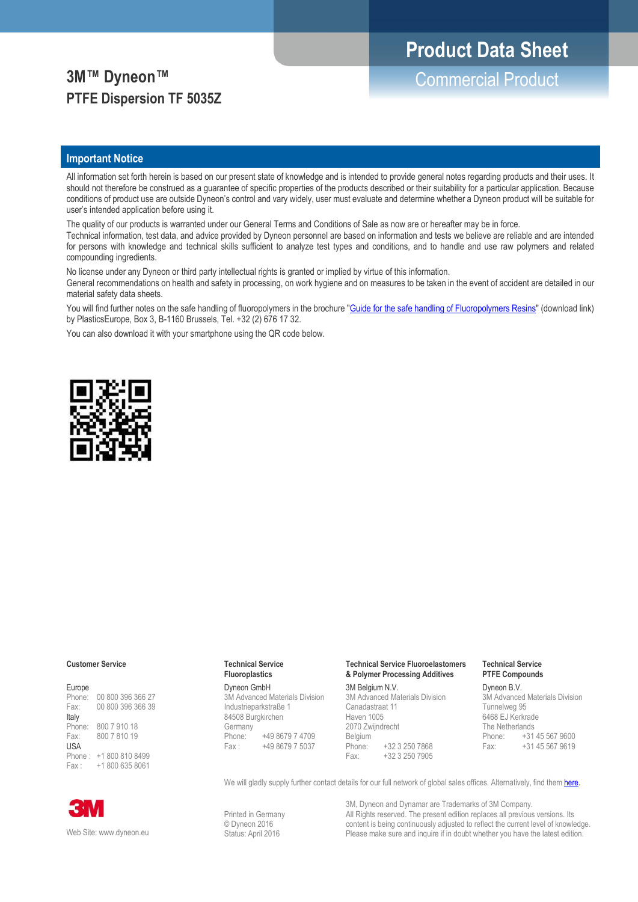# Product Data Sheet

## Commercial Product

**3M™ Dyneon™**
**PTFE Dispersion TF 5035Z**

## Important Notice

All information set forth herein is based on our present state of knowledge and is intended to provide general notes regarding products and their uses. It should not therefore be construed as a guarantee of specific properties of the products described or their suitability for a particular application. Because conditions of product use are outside Dyneon's control and vary widely, user must evaluate and determine whether a Dyneon product will be suitable for user's intended application before using it.

The quality of our products is warranted under our General Terms and Conditions of Sale as now are or hereafter may be in force.
Technical information, test data, and advice provided by Dyneon personnel are based on information and tests we believe are reliable and are intended for persons with knowledge and technical skills sufficient to analyze test types and conditions, and to handle and use raw polymers and related compounding ingredients.

No license under any Dyneon or third party intellectual rights is granted or implied by virtue of this information.
General recommendations on health and safety in processing, on work hygiene and on measures to be taken in the event of accident are detailed in our material safety data sheets.

You will find further notes on the safe handling of fluoropolymers in the brochure "Guide for the safe handling of Fluoropolymers Resins" (download link) by PlasticsEurope, Box 3, B-1160 Brussels, Tel. +32 (2) 676 17 32.

You can also download it with your smartphone using the QR code below.

**Customer Service**

Europe
Phone: 00 800 396 366 27
Fax: 00 800 396 366 39
Italy
Phone: 800 7 910 18
Fax: 800 7 810 19
USA
Phone : +1 800 810 8499
Fax : +1 800 635 8061

**Technical Service Fluoroplastics**

Dyneon GmbH
3M Advanced Materials Division
Industrieparkstraße 1
84508 Burgkirchen
Germany
Phone: +49 8679 7 4709
Fax : +49 8679 7 5037

**Technical Service Fluoroelastomers & Polymer Processing Additives**

3M Belgium N.V.
3M Advanced Materials Division
Canadastraat 11
Haven 1005
2070 Zwijndrecht
Belgium
Phone: +32 3 250 7868
Fax: +32 3 250 7905

**Technical Service PTFE Compounds**

Dyneon B.V.
3M Advanced Materials Division
Tunnelweg 95
6468 EJ Kerkrade
The Netherlands
Phone: +31 45 567 9600
Fax: +31 45 567 9619

We will gladly supply further contact details for our full network of global sales offices. Alternatively, find them here.

Web Site: www.dyneon.eu

Printed in Germany
© Dyneon 2016
Status: April 2016

3M, Dyneon and Dynamar are Trademarks of 3M Company.
All Rights reserved. The present edition replaces all previous versions. Its content is being continuously adjusted to reflect the current level of knowledge. Please make sure and inquire if in doubt whether you have the latest edition.